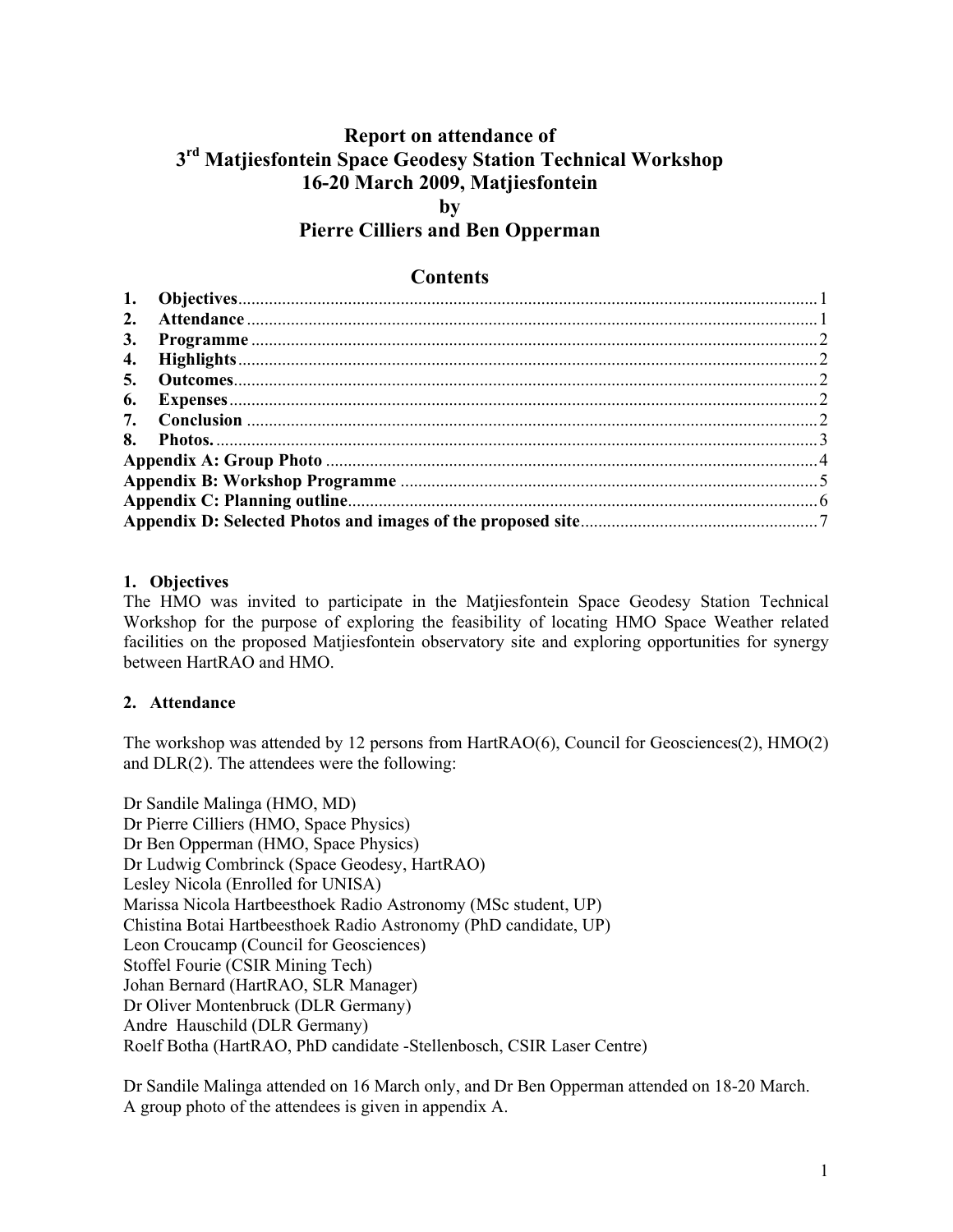# Report on attendance of 3rd Matjiesfontein Space Geodesy Station Technical Workshop 16-20 March 2009, Matjiesfontein by Pierre Cilliers and Ben Opperman

## Contents

1. **Objectives** ..... 1
2. **Attendance** ..... 1
3. **Programme** ..... 2
4. **Highlights** ..... 2
5. **Outcomes** ..... 2
6. **Expenses** ..... 2
7. **Conclusion** ..... 2
8. **Photos.** ..... 3

**Appendix A: Group Photo** ..... 4
**Appendix B: Workshop Programme** ..... 5
**Appendix C: Planning outline** ..... 6
**Appendix D: Selected Photos and images of the proposed site** ..... 7

### 1. Objectives

The HMO was invited to participate in the Matjiesfontein Space Geodesy Station Technical Workshop for the purpose of exploring the feasibility of locating HMO Space Weather related facilities on the proposed Matjiesfontein observatory site and exploring opportunities for synergy between HartRAO and HMO.

### 2. Attendance

The workshop was attended by 12 persons from HartRAO(6), Council for Geosciences(2), HMO(2) and DLR(2). The attendees were the following:

Dr Sandile Malinga (HMO, MD)
Dr Pierre Cilliers (HMO, Space Physics)
Dr Ben Opperman (HMO, Space Physics)
Dr Ludwig Combrinck (Space Geodesy, HartRAO)
Lesley Nicola (Enrolled for UNISA)
Marissa Nicola Hartbeesthoek Radio Astronomy (MSc student, UP)
Chistina Botai Hartbeesthoek Radio Astronomy (PhD candidate, UP)
Leon Croucamp (Council for Geosciences)
Stoffel Fourie (CSIR Mining Tech)
Johan Bernard (HartRAO, SLR Manager)
Dr Oliver Montenbruck (DLR Germany)
Andre Hauschild (DLR Germany)
Roelf Botha (HartRAO, PhD candidate -Stellenbosch, CSIR Laser Centre)

Dr Sandile Malinga attended on 16 March only, and Dr Ben Opperman attended on 18-20 March.
A group photo of the attendees is given in appendix A.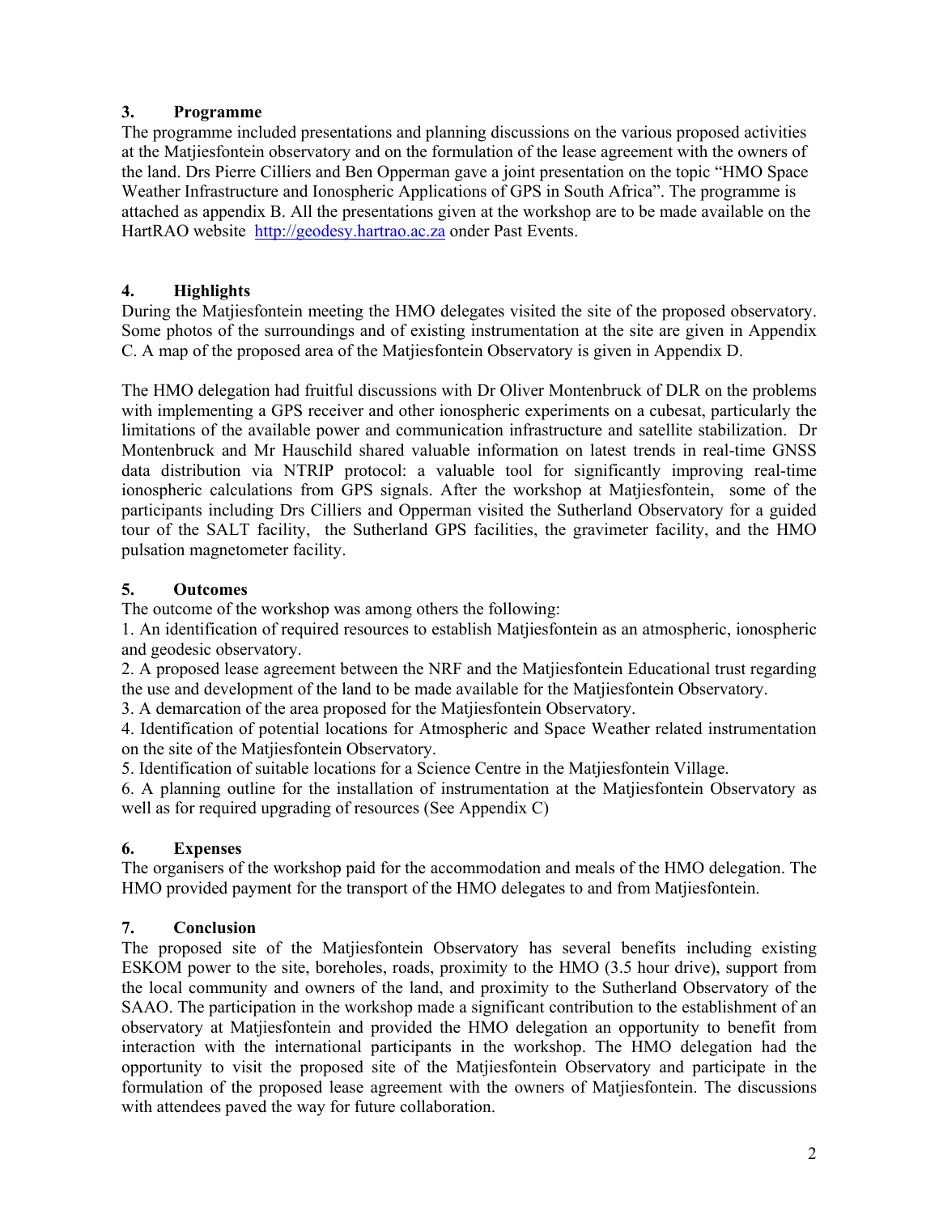## 3. Programme

The programme included presentations and planning discussions on the various proposed activities at the Matjiesfontein observatory and on the formulation of the lease agreement with the owners of the land. Drs Pierre Cilliers and Ben Opperman gave a joint presentation on the topic "HMO Space Weather Infrastructure and Ionospheric Applications of GPS in South Africa". The programme is attached as appendix B. All the presentations given at the workshop are to be made available on the HartRAO website http://geodesy.hartrao.ac.za onder Past Events.

## 4. Highlights

During the Matjiesfontein meeting the HMO delegates visited the site of the proposed observatory. Some photos of the surroundings and of existing instrumentation at the site are given in Appendix C. A map of the proposed area of the Matjiesfontein Observatory is given in Appendix D.

The HMO delegation had fruitful discussions with Dr Oliver Montenbruck of DLR on the problems with implementing a GPS receiver and other ionospheric experiments on a cubesat, particularly the limitations of the available power and communication infrastructure and satellite stabilization. Dr Montenbruck and Mr Hauschild shared valuable information on latest trends in real-time GNSS data distribution via NTRIP protocol: a valuable tool for significantly improving real-time ionospheric calculations from GPS signals. After the workshop at Matjiesfontein, some of the participants including Drs Cilliers and Opperman visited the Sutherland Observatory for a guided tour of the SALT facility, the Sutherland GPS facilities, the gravimeter facility, and the HMO pulsation magnetometer facility.

## 5. Outcomes

The outcome of the workshop was among others the following:

1. An identification of required resources to establish Matjiesfontein as an atmospheric, ionospheric and geodesic observatory.
2. A proposed lease agreement between the NRF and the Matjiesfontein Educational trust regarding the use and development of the land to be made available for the Matjiesfontein Observatory.
3. A demarcation of the area proposed for the Matjiesfontein Observatory.
4. Identification of potential locations for Atmospheric and Space Weather related instrumentation on the site of the Matjiesfontein Observatory.
5. Identification of suitable locations for a Science Centre in the Matjiesfontein Village.
6. A planning outline for the installation of instrumentation at the Matjiesfontein Observatory as well as for required upgrading of resources (See Appendix C)

## 6. Expenses

The organisers of the workshop paid for the accommodation and meals of the HMO delegation. The HMO provided payment for the transport of the HMO delegates to and from Matjiesfontein.

## 7. Conclusion

The proposed site of the Matjiesfontein Observatory has several benefits including existing ESKOM power to the site, boreholes, roads, proximity to the HMO (3.5 hour drive), support from the local community and owners of the land, and proximity to the Sutherland Observatory of the SAAO. The participation in the workshop made a significant contribution to the establishment of an observatory at Matjiesfontein and provided the HMO delegation an opportunity to benefit from interaction with the international participants in the workshop. The HMO delegation had the opportunity to visit the proposed site of the Matjiesfontein Observatory and participate in the formulation of the proposed lease agreement with the owners of Matjiesfontein. The discussions with attendees paved the way for future collaboration.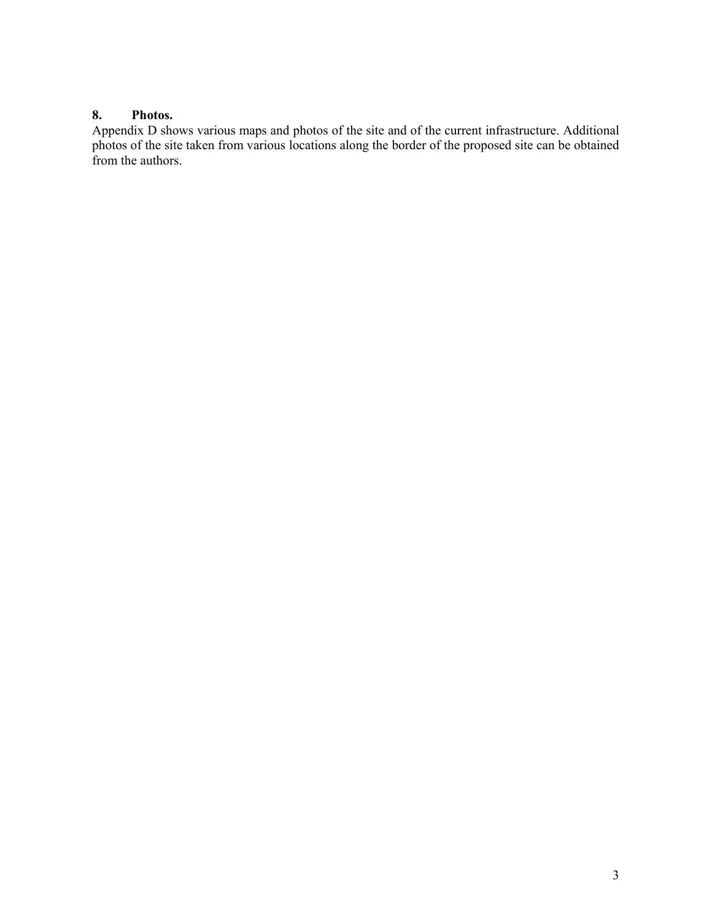### 8. Photos.

Appendix D shows various maps and photos of the site and of the current infrastructure. Additional photos of the site taken from various locations along the border of the proposed site can be obtained from the authors.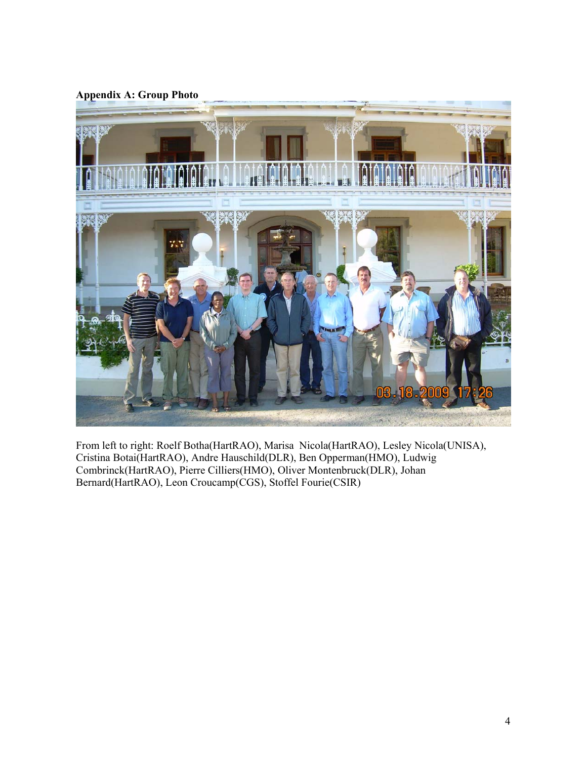**Appendix A: Group Photo**

From left to right: Roelf Botha(HartRAO), Marisa Nicola(HartRAO), Lesley Nicola(UNISA), Cristina Botai(HartRAO), Andre Hauschild(DLR), Ben Opperman(HMO), Ludwig Combrinck(HartRAO), Pierre Cilliers(HMO), Oliver Montenbruck(DLR), Johan Bernard(HartRAO), Leon Croucamp(CGS), Stoffel Fourie(CSIR)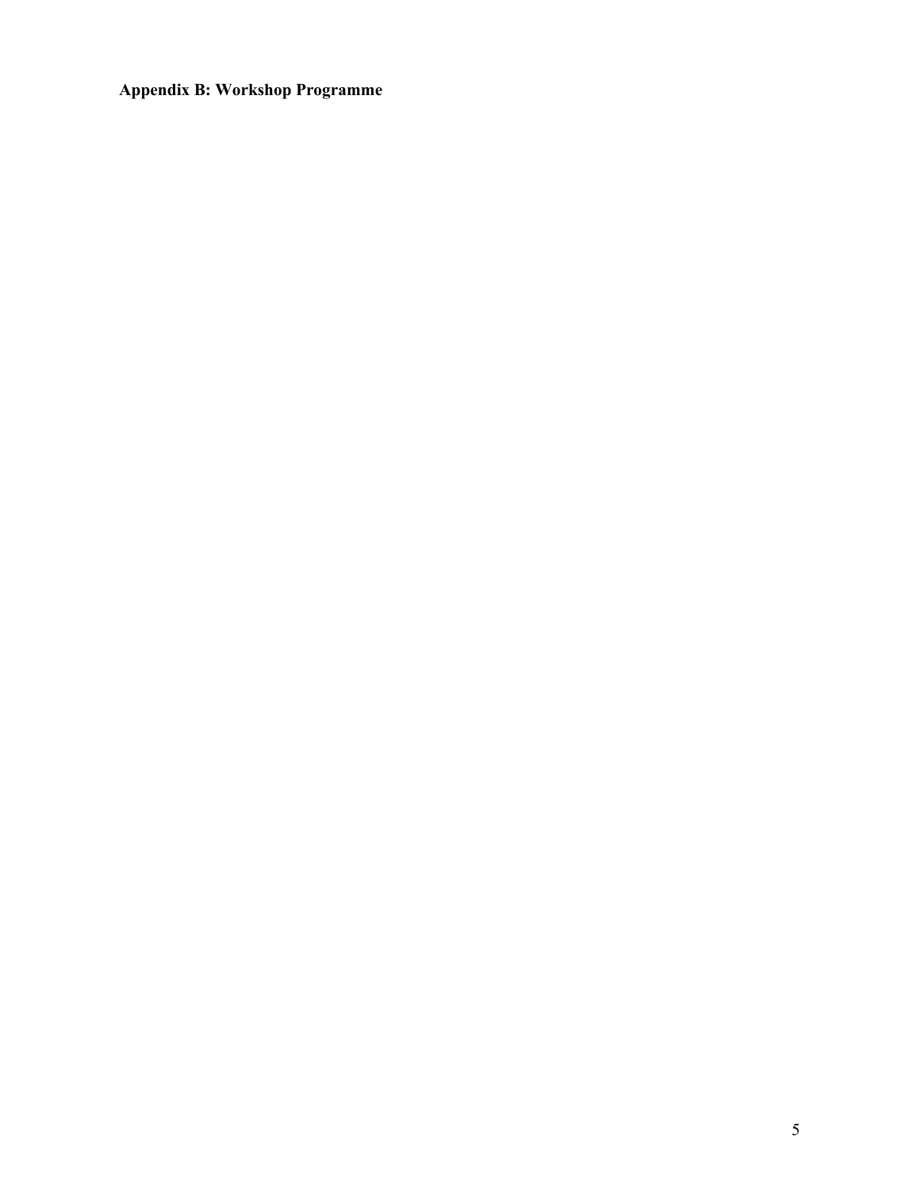**Appendix B: Workshop Programme**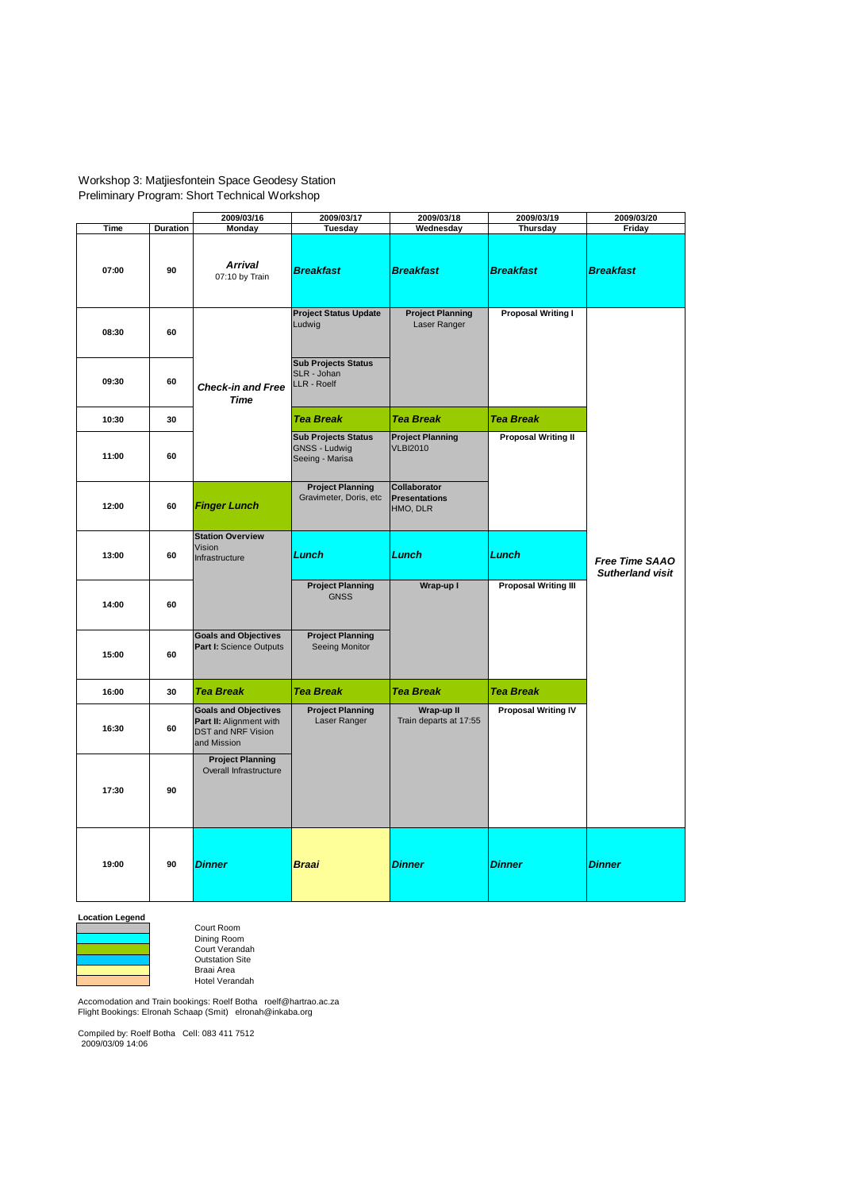Workshop 3: Matjiesfontein Space Geodesy Station
Preliminary Program: Short Technical Workshop

| Time | Duration | 2009/03/16 Monday | 2009/03/17 Tuesday | 2009/03/18 Wednesday | 2009/03/19 Thursday | 2009/03/20 Friday |
|---|---|---|---|---|---|---|
| 07:00 | 90 | ***Arrival*** 07:10 by Train | ***Breakfast*** | ***Breakfast*** | ***Breakfast*** | ***Breakfast*** |
| 08:30 | 60 | ***Check-in and Free Time*** | **Project Status Update** Ludwig | **Project Planning** Laser Ranger | **Proposal Writing I** | ***Free Time SAAO Sutherland visit*** |
| 09:30 | 60 | | **Sub Projects Status** SLR - Johan LLR - Roelf | | | |
| 10:30 | 30 | | ***Tea Break*** | ***Tea Break*** | ***Tea Break*** | |
| 11:00 | 60 | | **Sub Projects Status** GNSS - Ludwig Seeing - Marisa | **Project Planning** VLBI2010 | **Proposal Writing II** | |
| 12:00 | 60 | ***Finger Lunch*** | **Project Planning** Gravimeter, Doris, etc | **Collaborator Presentations** HMO, DLR | | |
| 13:00 | 60 | **Station Overview** Vision Infrastructure | ***Lunch*** | ***Lunch*** | ***Lunch*** | |
| 14:00 | 60 | | **Project Planning** GNSS | **Wrap-up I** | **Proposal Writing III** | |
| 15:00 | 60 | **Goals and Objectives Part I:** Science Outputs | **Project Planning** Seeing Monitor | | | |
| 16:00 | 30 | ***Tea Break*** | ***Tea Break*** | ***Tea Break*** | ***Tea Break*** | |
| 16:30 | 60 | **Goals and Objectives Part II:** Alignment with DST and NRF Vision and Mission | **Project Planning** Laser Ranger | **Wrap-up II** Train departs at 17:55 | **Proposal Writing IV** | |
| 17:30 | 90 | **Project Planning** Overall Infrastructure | | | | |
| 19:00 | 90 | ***Dinner*** | ***Braai*** | ***Dinner*** | ***Dinner*** | ***Dinner*** |

**Location Legend**

- Court Room
- Dining Room
- Court Verandah
- Outstation Site
- Braai Area
- Hotel Verandah

Accomodation and Train bookings: Roelf Botha roelf@hartrao.ac.za
Flight Bookings: Elronah Schaap (Smit) elronah@inkaba.org

Compiled by: Roelf Botha Cell: 083 411 7512
2009/03/09 14:06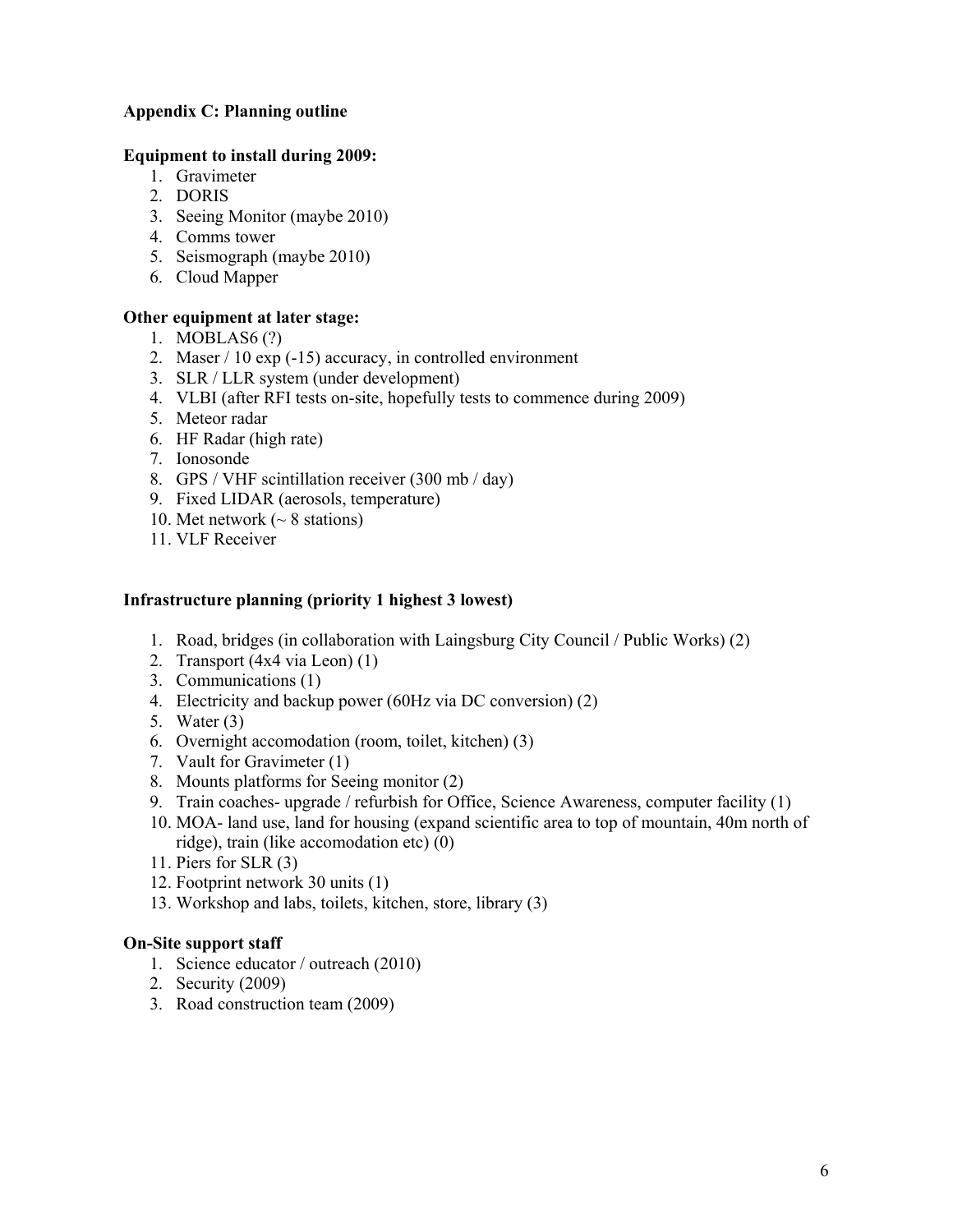**Appendix C: Planning outline**

**Equipment to install during 2009:**

1. Gravimeter
2. DORIS
3. Seeing Monitor (maybe 2010)
4. Comms tower
5. Seismograph (maybe 2010)
6. Cloud Mapper

**Other equipment at later stage:**

1. MOBLAS6 (?)
2. Maser / 10 exp (-15) accuracy, in controlled environment
3. SLR / LLR system (under development)
4. VLBI (after RFI tests on-site, hopefully tests to commence during 2009)
5. Meteor radar
6. HF Radar (high rate)
7. Ionosonde
8. GPS / VHF scintillation receiver (300 mb / day)
9. Fixed LIDAR (aerosols, temperature)
10. Met network (~ 8 stations)
11. VLF Receiver

**Infrastructure planning (priority 1 highest 3 lowest)**

1. Road, bridges (in collaboration with Laingsburg City Council / Public Works) (2)
2. Transport (4x4 via Leon) (1)
3. Communications (1)
4. Electricity and backup power (60Hz via DC conversion) (2)
5. Water (3)
6. Overnight accomodation (room, toilet, kitchen) (3)
7. Vault for Gravimeter (1)
8. Mounts platforms for Seeing monitor (2)
9. Train coaches- upgrade / refurbish for Office, Science Awareness, computer facility (1)
10. MOA- land use, land for housing (expand scientific area to top of mountain, 40m north of ridge), train (like accomodation etc) (0)
11. Piers for SLR (3)
12. Footprint network 30 units (1)
13. Workshop and labs, toilets, kitchen, store, library (3)

**On-Site support staff**

1. Science educator / outreach (2010)
2. Security (2009)
3. Road construction team (2009)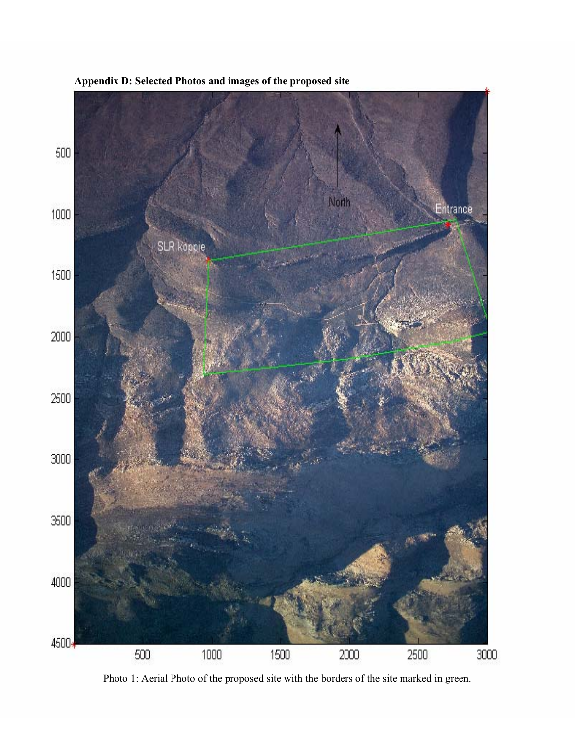**Appendix D: Selected Photos and images of the proposed site**

Photo 1: Aerial Photo of the proposed site with the borders of the site marked in green.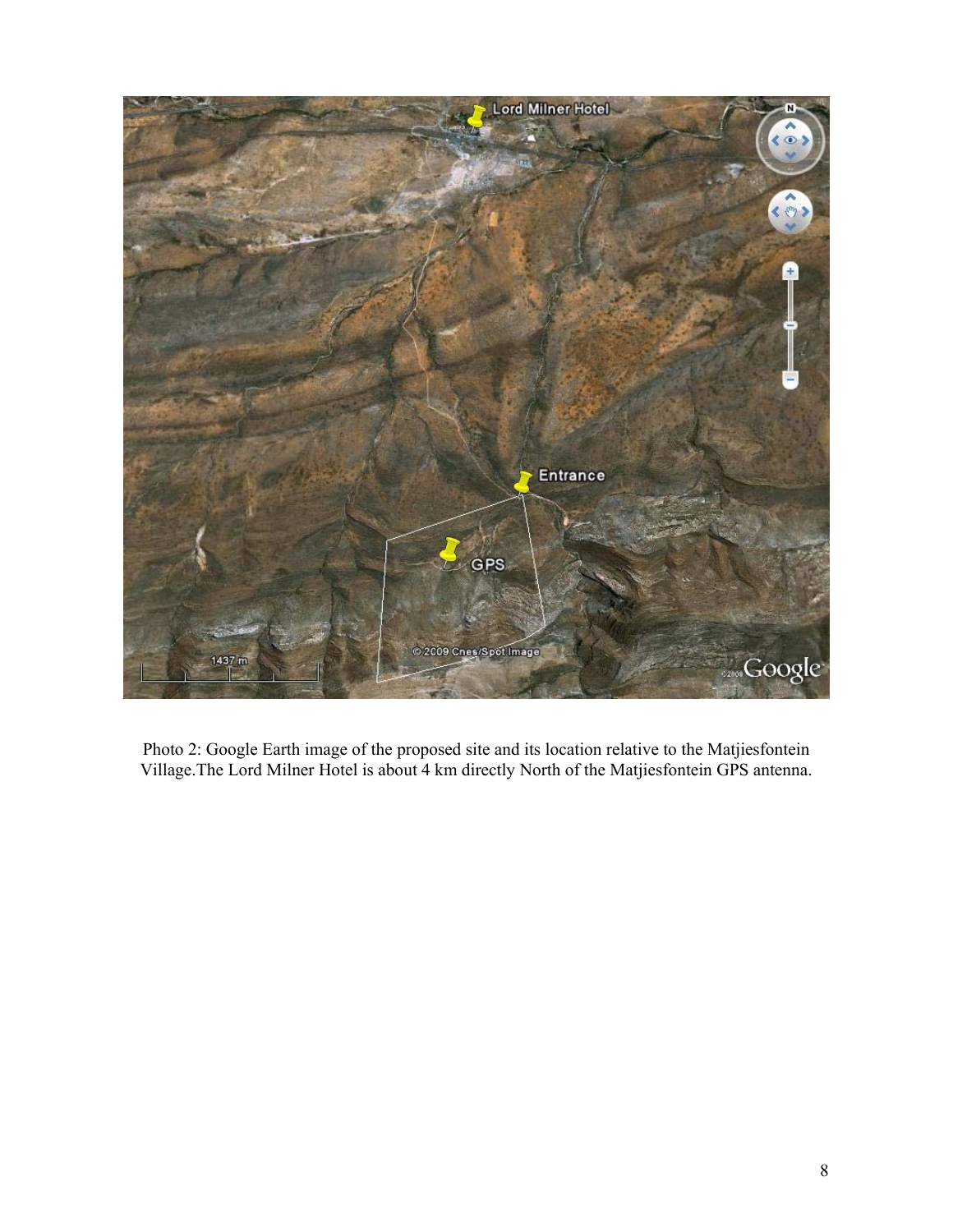Photo 2: Google Earth image of the proposed site and its location relative to the Matjiesfontein Village.The Lord Milner Hotel is about 4 km directly North of the Matjiesfontein GPS antenna.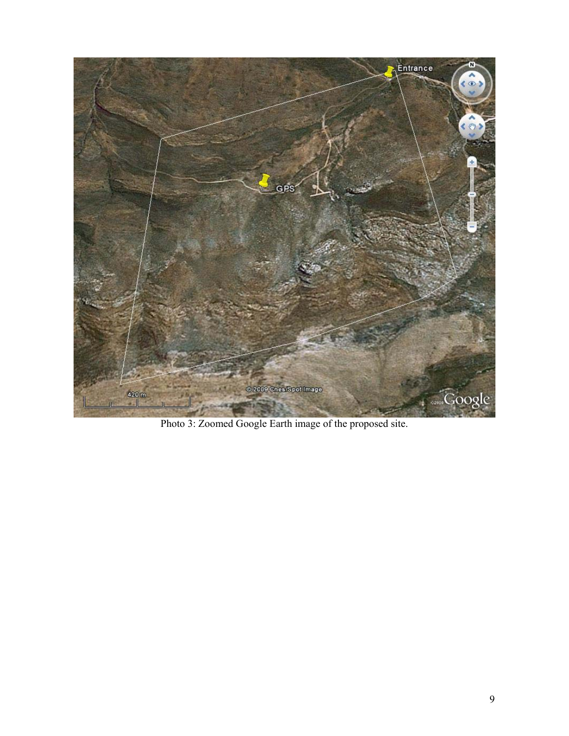Photo 3: Zoomed Google Earth image of the proposed site.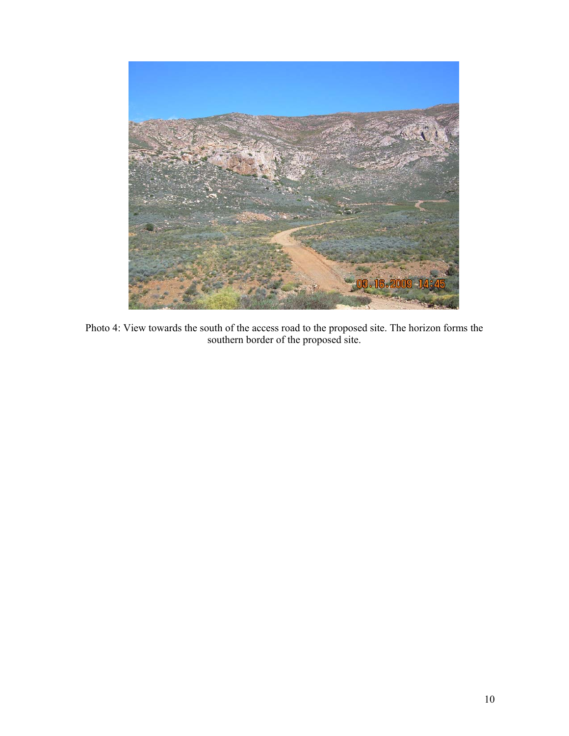Photo 4: View towards the south of the access road to the proposed site. The horizon forms the southern border of the proposed site.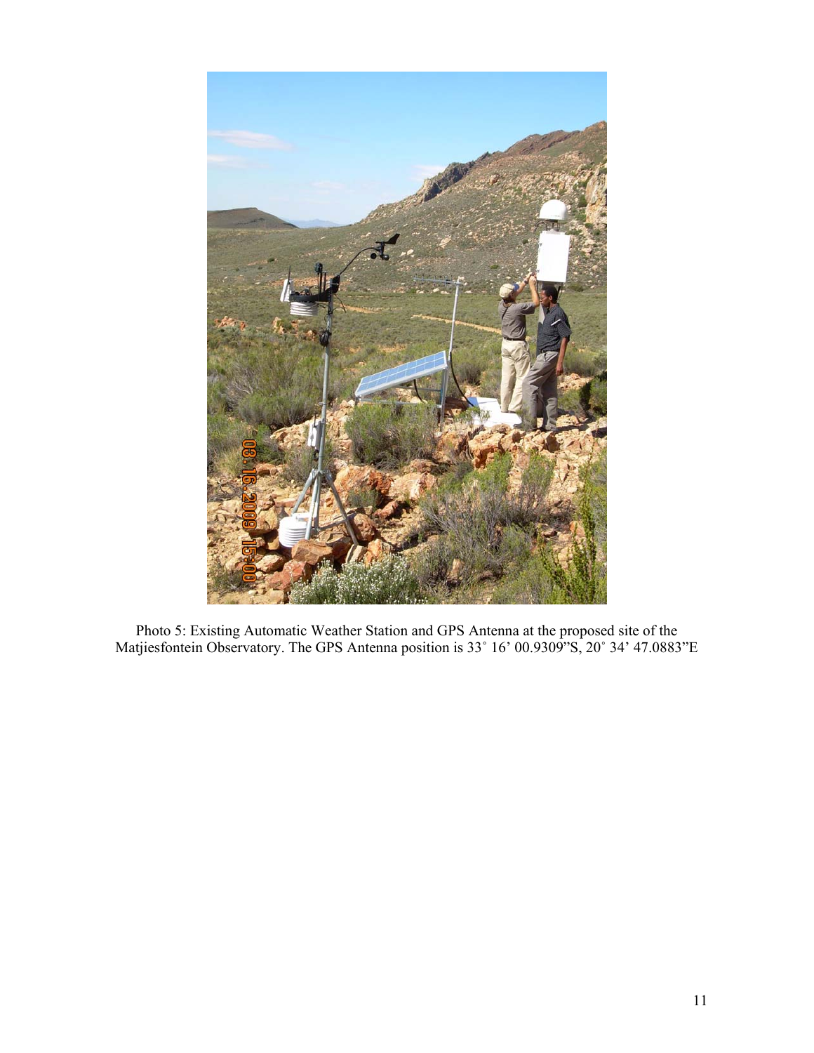Photo 5: Existing Automatic Weather Station and GPS Antenna at the proposed site of the Matjiesfontein Observatory. The GPS Antenna position is 33˚ 16’ 00.9309”S, 20˚ 34’ 47.0883”E